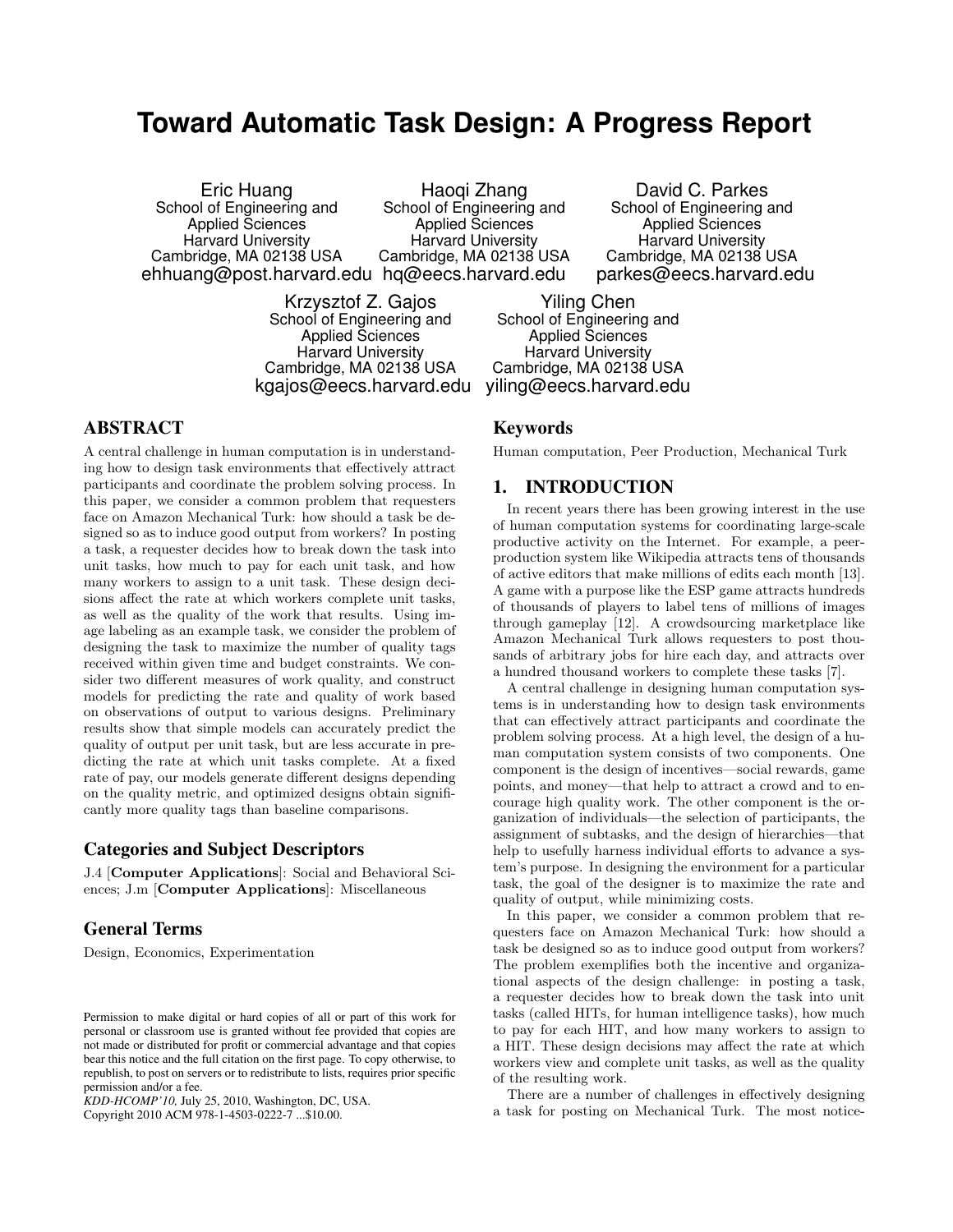# Toward Automatic Task Design: A Progress Report

Eric Huang
School of Engineering and Applied Sciences
Harvard University
Cambridge, MA 02138 USA
ehhuang@post.harvard.edu

Haoqi Zhang
School of Engineering and Applied Sciences
Harvard University
Cambridge, MA 02138 USA
hq@eecs.harvard.edu

David C. Parkes
School of Engineering and Applied Sciences
Harvard University
Cambridge, MA 02138 USA
parkes@eecs.harvard.edu

Krzysztof Z. Gajos
School of Engineering and Applied Sciences
Harvard University
Cambridge, MA 02138 USA
kgajos@eecs.harvard.edu

Yiling Chen
School of Engineering and Applied Sciences
Harvard University
Cambridge, MA 02138 USA
yiling@eecs.harvard.edu

## ABSTRACT

A central challenge in human computation is in understanding how to design task environments that effectively attract participants and coordinate the problem solving process. In this paper, we consider a common problem that requesters face on Amazon Mechanical Turk: how should a task be designed so as to induce good output from workers? In posting a task, a requester decides how to break down the task into unit tasks, how much to pay for each unit task, and how many workers to assign to a unit task. These design decisions affect the rate at which workers complete unit tasks, as well as the quality of the work that results. Using image labeling as an example task, we consider the problem of designing the task to maximize the number of quality tags received within given time and budget constraints. We consider two different measures of work quality, and construct models for predicting the rate and quality of work based on observations of output to various designs. Preliminary results show that simple models can accurately predict the quality of output per unit task, but are less accurate in predicting the rate at which unit tasks complete. At a fixed rate of pay, our models generate different designs depending on the quality metric, and optimized designs obtain significantly more quality tags than baseline comparisons.

### Categories and Subject Descriptors

J.4 [**Computer Applications**]: Social and Behavioral Sciences; J.m [**Computer Applications**]: Miscellaneous

### General Terms

Design, Economics, Experimentation

### Keywords

Human computation, Peer Production, Mechanical Turk

## 1. INTRODUCTION

In recent years there has been growing interest in the use of human computation systems for coordinating large-scale productive activity on the Internet. For example, a peer-production system like Wikipedia attracts tens of thousands of active editors that make millions of edits each month [13]. A game with a purpose like the ESP game attracts hundreds of thousands of players to label tens of millions of images through gameplay [12]. A crowdsourcing marketplace like Amazon Mechanical Turk allows requesters to post thousands of arbitrary jobs for hire each day, and attracts over a hundred thousand workers to complete these tasks [7].

A central challenge in designing human computation systems is in understanding how to design task environments that can effectively attract participants and coordinate the problem solving process. At a high level, the design of a human computation system consists of two components. One component is the design of incentives—social rewards, game points, and money—that help to attract a crowd and to encourage high quality work. The other component is the organization of individuals—the selection of participants, the assignment of subtasks, and the design of hierarchies—that help to usefully harness individual efforts to advance a system's purpose. In designing the environment for a particular task, the goal of the designer is to maximize the rate and quality of output, while minimizing costs.

In this paper, we consider a common problem that requesters face on Amazon Mechanical Turk: how should a task be designed so as to induce good output from workers? The problem exemplifies both the incentive and organizational aspects of the design challenge: in posting a task, a requester decides how to break down the task into unit tasks (called HITs, for human intelligence tasks), how much to pay for each HIT, and how many workers to assign to a HIT. These design decisions may affect the rate at which workers view and complete unit tasks, as well as the quality of the resulting work.

There are a number of challenges in effectively designing a task for posting on Mechanical Turk. The most notice-

Permission to make digital or hard copies of all or part of this work for personal or classroom use is granted without fee provided that copies are not made or distributed for profit or commercial advantage and that copies bear this notice and the full citation on the first page. To copy otherwise, to republish, to post on servers or to redistribute to lists, requires prior specific permission and/or a fee.
*KDD-HCOMP'10,* July 25, 2010, Washington, DC, USA.
Copyright 2010 ACM 978-1-4503-0222-7 ...$10.00.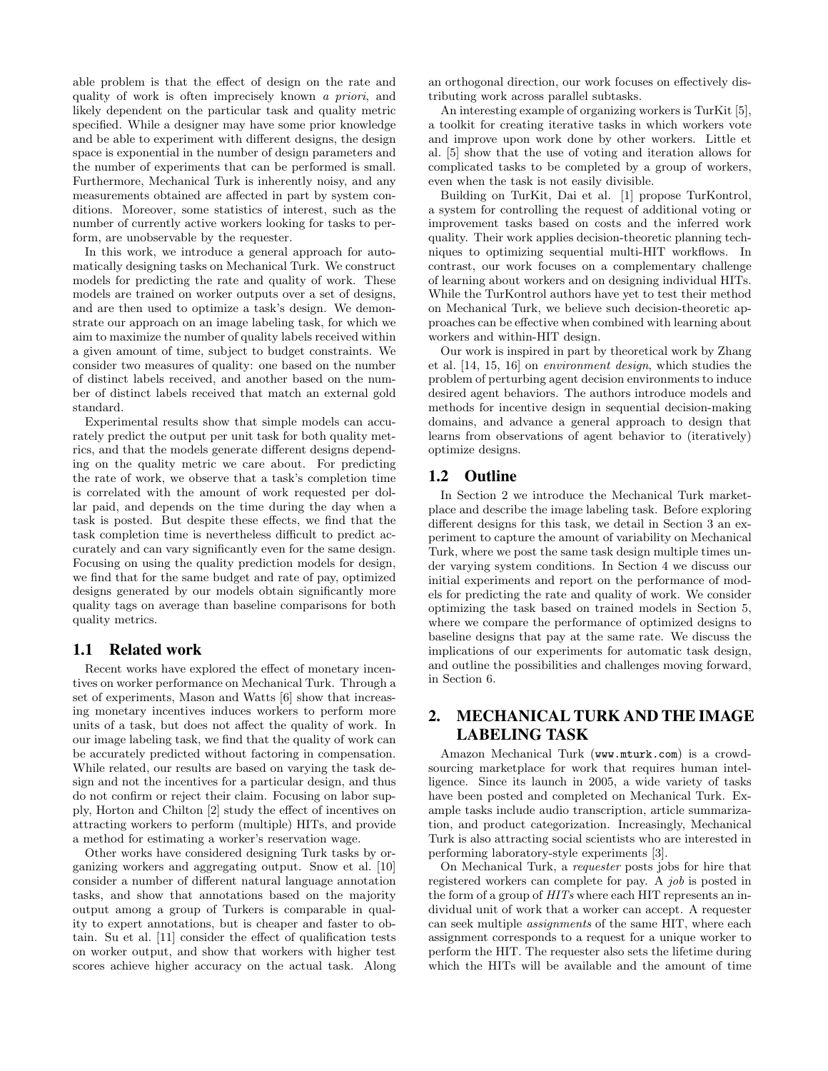able problem is that the effect of design on the rate and quality of work is often imprecisely known *a priori*, and likely dependent on the particular task and quality metric specified. While a designer may have some prior knowledge and be able to experiment with different designs, the design space is exponential in the number of design parameters and the number of experiments that can be performed is small. Furthermore, Mechanical Turk is inherently noisy, and any measurements obtained are affected in part by system conditions. Moreover, some statistics of interest, such as the number of currently active workers looking for tasks to perform, are unobservable by the requester.

In this work, we introduce a general approach for automatically designing tasks on Mechanical Turk. We construct models for predicting the rate and quality of work. These models are trained on worker outputs over a set of designs, and are then used to optimize a task's design. We demonstrate our approach on an image labeling task, for which we aim to maximize the number of quality labels received within a given amount of time, subject to budget constraints. We consider two measures of quality: one based on the number of distinct labels received, and another based on the number of distinct labels received that match an external gold standard.

Experimental results show that simple models can accurately predict the output per unit task for both quality metrics, and that the models generate different designs depending on the quality metric we care about. For predicting the rate of work, we observe that a task's completion time is correlated with the amount of work requested per dollar paid, and depends on the time during the day when a task is posted. But despite these effects, we find that the task completion time is nevertheless difficult to predict accurately and can vary significantly even for the same design. Focusing on using the quality prediction models for design, we find that for the same budget and rate of pay, optimized designs generated by our models obtain significantly more quality tags on average than baseline comparisons for both quality metrics.

## 1.1 Related work

Recent works have explored the effect of monetary incentives on worker performance on Mechanical Turk. Through a set of experiments, Mason and Watts [6] show that increasing monetary incentives induces workers to perform more units of a task, but does not affect the quality of work. In our image labeling task, we find that the quality of work can be accurately predicted without factoring in compensation. While related, our results are based on varying the task design and not the incentives for a particular design, and thus do not confirm or reject their claim. Focusing on labor supply, Horton and Chilton [2] study the effect of incentives on attracting workers to perform (multiple) HITs, and provide a method for estimating a worker's reservation wage.

Other works have considered designing Turk tasks by organizing workers and aggregating output. Snow et al. [10] consider a number of different natural language annotation tasks, and show that annotations based on the majority output among a group of Turkers is comparable in quality to expert annotations, but is cheaper and faster to obtain. Su et al. [11] consider the effect of qualification tests on worker output, and show that workers with higher test scores achieve higher accuracy on the actual task. Along an orthogonal direction, our work focuses on effectively distributing work across parallel subtasks.

An interesting example of organizing workers is TurKit [5], a toolkit for creating iterative tasks in which workers vote and improve upon work done by other workers. Little et al. [5] show that the use of voting and iteration allows for complicated tasks to be completed by a group of workers, even when the task is not easily divisible.

Building on TurKit, Dai et al. [1] propose TurKontrol, a system for controlling the request of additional voting or improvement tasks based on costs and the inferred work quality. Their work applies decision-theoretic planning techniques to optimizing sequential multi-HIT workflows. In contrast, our work focuses on a complementary challenge of learning about workers and on designing individual HITs. While the TurKontrol authors have yet to test their method on Mechanical Turk, we believe such decision-theoretic approaches can be effective when combined with learning about workers and within-HIT design.

Our work is inspired in part by theoretical work by Zhang et al. [14, 15, 16] on *environment design*, which studies the problem of perturbing agent decision environments to induce desired agent behaviors. The authors introduce models and methods for incentive design in sequential decision-making domains, and advance a general approach to design that learns from observations of agent behavior to (iteratively) optimize designs.

## 1.2 Outline

In Section 2 we introduce the Mechanical Turk marketplace and describe the image labeling task. Before exploring different designs for this task, we detail in Section 3 an experiment to capture the amount of variability on Mechanical Turk, where we post the same task design multiple times under varying system conditions. In Section 4 we discuss our initial experiments and report on the performance of models for predicting the rate and quality of work. We consider optimizing the task based on trained models in Section 5, where we compare the performance of optimized designs to baseline designs that pay at the same rate. We discuss the implications of our experiments for automatic task design, and outline the possibilities and challenges moving forward, in Section 6.

# 2. MECHANICAL TURK AND THE IMAGE LABELING TASK

Amazon Mechanical Turk (`www.mturk.com`) is a crowdsourcing marketplace for work that requires human intelligence. Since its launch in 2005, a wide variety of tasks have been posted and completed on Mechanical Turk. Example tasks include audio transcription, article summarization, and product categorization. Increasingly, Mechanical Turk is also attracting social scientists who are interested in performing laboratory-style experiments [3].

On Mechanical Turk, a *requester* posts jobs for hire that registered workers can complete for pay. A *job* is posted in the form of a group of *HITs* where each HIT represents an individual unit of work that a worker can accept. A requester can seek multiple *assignments* of the same HIT, where each assignment corresponds to a request for a unique worker to perform the HIT. The requester also sets the lifetime during which the HITs will be available and the amount of time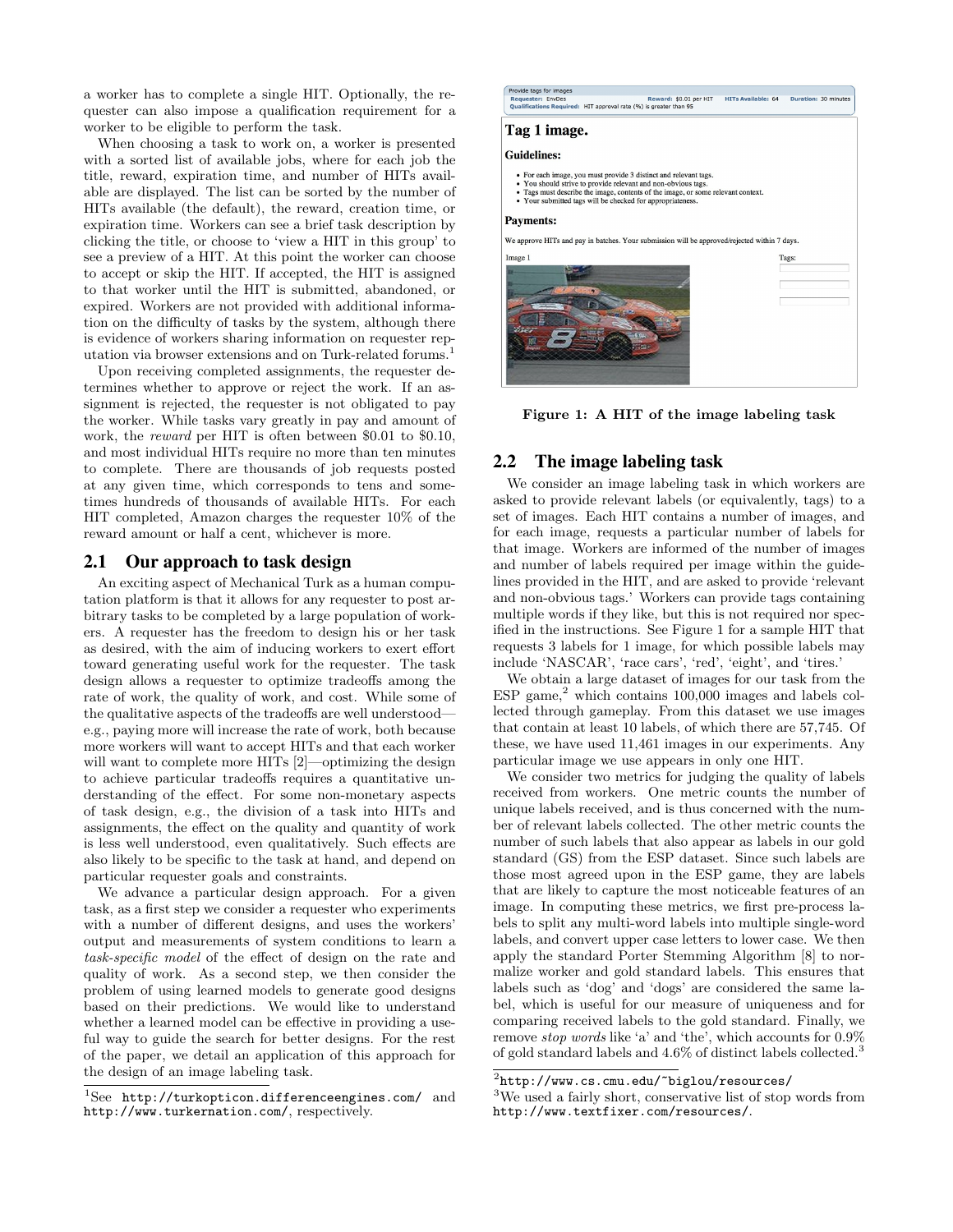a worker has to complete a single HIT. Optionally, the requester can also impose a qualification requirement for a worker to be eligible to perform the task.

When choosing a task to work on, a worker is presented with a sorted list of available jobs, where for each job the title, reward, expiration time, and number of HITs available are displayed. The list can be sorted by the number of HITs available (the default), the reward, creation time, or expiration time. Workers can see a brief task description by clicking the title, or choose to 'view a HIT in this group' to see a preview of a HIT. At this point the worker can choose to accept or skip the HIT. If accepted, the HIT is assigned to that worker until the HIT is submitted, abandoned, or expired. Workers are not provided with additional information on the difficulty of tasks by the system, although there is evidence of workers sharing information on requester reputation via browser extensions and on Turk-related forums.[1]

Upon receiving completed assignments, the requester determines whether to approve or reject the work. If an assignment is rejected, the requester is not obligated to pay the worker. While tasks vary greatly in pay and amount of work, the *reward* per HIT is often between $0.01 to $0.10, and most individual HITs require no more than ten minutes to complete. There are thousands of job requests posted at any given time, which corresponds to tens and sometimes hundreds of thousands of available HITs. For each HIT completed, Amazon charges the requester 10% of the reward amount or half a cent, whichever is more.

## 2.1 Our approach to task design

An exciting aspect of Mechanical Turk as a human computation platform is that it allows for any requester to post arbitrary tasks to be completed by a large population of workers. A requester has the freedom to design his or her task as desired, with the aim of inducing workers to exert effort toward generating useful work for the requester. The task design allows a requester to optimize tradeoffs among the rate of work, the quality of work, and cost. While some of the qualitative aspects of the tradeoffs are well understood—e.g., paying more will increase the rate of work, both because more workers will want to accept HITs and that each worker will want to complete more HITs [2]—optimizing the design to achieve particular tradeoffs requires a quantitative understanding of the effect. For some non-monetary aspects of task design, e.g., the division of a task into HITs and assignments, the effect on the quality and quantity of work is less well understood, even qualitatively. Such effects are also likely to be specific to the task at hand, and depend on particular requester goals and constraints.

We advance a particular design approach. For a given task, as a first step we consider a requester who experiments with a number of different designs, and uses the workers' output and measurements of system conditions to learn a *task-specific model* of the effect of design on the rate and quality of work. As a second step, we then consider the problem of using learned models to generate good designs based on their predictions. We would like to understand whether a learned model can be effective in providing a useful way to guide the search for better designs. For the rest of the paper, we detail an application of this approach for the design of an image labeling task.

[1] See http://turkopticon.differenceengines.com/ and http://www.turkernation.com/, respectively.

Provide tags for images
Requester: EnvDes Reward: $0.01 per HIT HITs Available: 64 Duration: 30 minutes
Qualifications Required: HIT approval rate (%) is greater than 95

Tag 1 image.

Guidelines:

- For each image, you must provide 3 distinct and relevant tags.
- You should strive to provide relevant and non-obvious tags.
- Tags must describe the image, contents of the image, or some relevant context.
- Your submitted tags will be checked for appropriateness.

Payments:

We approve HITs and pay in batches. Your submission will be approved/rejected within 7 days.

Image 1

Tags:

**Figure 1: A HIT of the image labeling task**

## 2.2 The image labeling task

We consider an image labeling task in which workers are asked to provide relevant labels (or equivalently, tags) to a set of images. Each HIT contains a number of images, and for each image, requests a particular number of labels for that image. Workers are informed of the number of images and number of labels required per image within the guidelines provided in the HIT, and are asked to provide 'relevant and non-obvious tags.' Workers can provide tags containing multiple words if they like, but this is not required nor specified in the instructions. See Figure 1 for a sample HIT that requests 3 labels for 1 image, for which possible labels may include 'NASCAR', 'race cars', 'red', 'eight', and 'tires.'

We obtain a large dataset of images for our task from the ESP game,[2] which contains 100,000 images and labels collected through gameplay. From this dataset we use images that contain at least 10 labels, of which there are 57,745. Of these, we have used 11,461 images in our experiments. Any particular image we use appears in only one HIT.

We consider two metrics for judging the quality of labels received from workers. One metric counts the number of unique labels received, and is thus concerned with the number of relevant labels collected. The other metric counts the number of such labels that also appear as labels in our gold standard (GS) from the ESP dataset. Since such labels are those most agreed upon in the ESP game, they are labels that are likely to capture the most noticeable features of an image. In computing these metrics, we first pre-process labels to split any multi-word labels into multiple single-word labels, and convert upper case letters to lower case. We then apply the standard Porter Stemming Algorithm [8] to normalize worker and gold standard labels. This ensures that labels such as 'dog' and 'dogs' are considered the same label, which is useful for our measure of uniqueness and for comparing received labels to the gold standard. Finally, we remove *stop words* like 'a' and 'the', which accounts for 0.9% of gold standard labels and 4.6% of distinct labels collected.[3]

[2] http://www.cs.cmu.edu/~biglou/resources/

[3] We used a fairly short, conservative list of stop words from http://www.textfixer.com/resources/.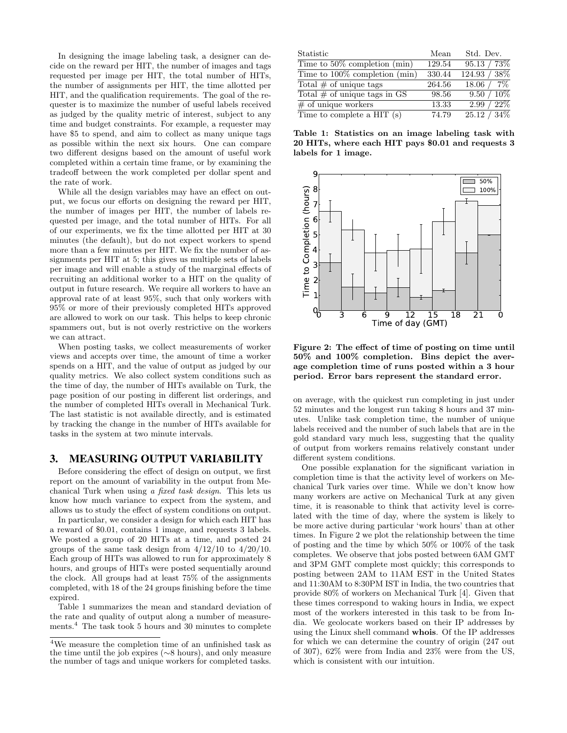In designing the image labeling task, a designer can decide on the reward per HIT, the number of images and tags requested per image per HIT, the total number of HITs, the number of assignments per HIT, the time allotted per HIT, and the qualification requirements. The goal of the requester is to maximize the number of useful labels received as judged by the quality metric of interest, subject to any time and budget constraints. For example, a requester may have $5 to spend, and aim to collect as many unique tags as possible within the next six hours. One can compare two different designs based on the amount of useful work completed within a certain time frame, or by examining the tradeoff between the work completed per dollar spent and the rate of work.

While all the design variables may have an effect on output, we focus our efforts on designing the reward per HIT, the number of images per HIT, the number of labels requested per image, and the total number of HITs. For all of our experiments, we fix the time allotted per HIT at 30 minutes (the default), but do not expect workers to spend more than a few minutes per HIT. We fix the number of assignments per HIT at 5; this gives us multiple sets of labels per image and will enable a study of the marginal effects of recruiting an additional worker to a HIT on the quality of output in future research. We require all workers to have an approval rate of at least 95%, such that only workers with 95% or more of their previously completed HITs approved are allowed to work on our task. This helps to keep chronic spammers out, but is not overly restrictive on the workers we can attract.

When posting tasks, we collect measurements of worker views and accepts over time, the amount of time a worker spends on a HIT, and the value of output as judged by our quality metrics. We also collect system conditions such as the time of day, the number of HITs available on Turk, the page position of our posting in different list orderings, and the number of completed HITs overall in Mechanical Turk. The last statistic is not available directly, and is estimated by tracking the change in the number of HITs available for tasks in the system at two minute intervals.

## 3. MEASURING OUTPUT VARIABILITY

Before considering the effect of design on output, we first report on the amount of variability in the output from Mechanical Turk when using *a fixed task design*. This lets us know how much variance to expect from the system, and allows us to study the effect of system conditions on output.

In particular, we consider a design for which each HIT has a reward of $0.01, contains 1 image, and requests 3 labels. We posted a group of 20 HITs at a time, and posted 24 groups of the same task design from 4/12/10 to 4/20/10. Each group of HITs was allowed to run for approximately 8 hours, and groups of HITs were posted sequentially around the clock. All groups had at least 75% of the assignments completed, with 18 of the 24 groups finishing before the time expired.

Table 1 summarizes the mean and standard deviation of the rate and quality of output along a number of measurements.[4] The task took 5 hours and 30 minutes to complete on average, with the quickest run completing in just under 52 minutes and the longest run taking 8 hours and 37 minutes. Unlike task completion time, the number of unique labels received and the number of such labels that are in the gold standard vary much less, suggesting that the quality of output from workers remains relatively constant under different system conditions.

| Statistic | Mean | Std. Dev. |
|---|---|---|
| Time to 50% completion (min) | 129.54 | 95.13 / 73% |
| Time to 100% completion (min) | 330.44 | 124.93 / 38% |
| Total # of unique tags | 264.56 | 18.06 / 7% |
| Total # of unique tags in GS | 98.56 | 9.50 / 10% |
| # of unique workers | 13.33 | 2.99 / 22% |
| Time to complete a HIT (s) | 74.79 | 25.12 / 34% |

**Table 1: Statistics on an image labeling task with 20 HITs, where each HIT pays $0.01 and requests 3 labels for 1 image.**

50%
100%
Time to Completion (hours)
Time of day (GMT)
0 3 6 9 12 15 18 21 0

**Figure 2: The effect of time of posting on time until 50% and 100% completion. Bins depict the average completion time of runs posted within a 3 hour period. Error bars represent the standard error.**

One possible explanation for the significant variation in completion time is that the activity level of workers on Mechanical Turk varies over time. While we don't know how many workers are active on Mechanical Turk at any given time, it is reasonable to think that activity level is correlated with the time of day, where the system is likely to be more active during particular 'work hours' than at other times. In Figure 2 we plot the relationship between the time of posting and the time by which 50% or 100% of the task completes. We observe that jobs posted between 6AM GMT and 3PM GMT complete most quickly; this corresponds to posting between 2AM to 11AM EST in the United States and 11:30AM to 8:30PM IST in India, the two countries that provide 80% of workers on Mechanical Turk [4]. Given that these times correspond to waking hours in India, we expect most of the workers interested in this task to be from India. We geolocate workers based on their IP addresses by using the Linux shell command **whois**. Of the IP addresses for which we can determine the country of origin (247 out of 307), 62% were from India and 23% were from the US, which is consistent with our intuition.

[4] We measure the completion time of an unfinished task as the time until the job expires (∼8 hours), and only measure the number of tags and unique workers for completed tasks.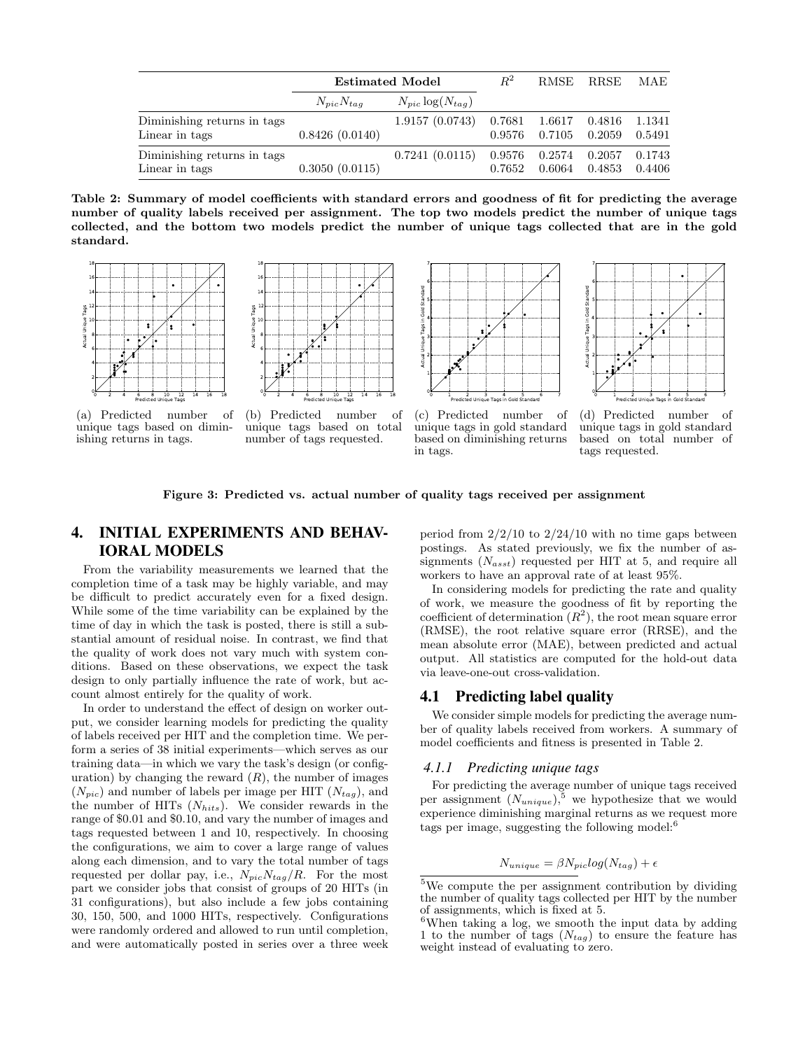| | Estimated Model | | $R^2$ | RMSE | RRSE | MAE |
|---|---|---|---|---|---|---|
| | $N_{pic}N_{tag}$ | $N_{pic}\log(N_{tag})$ | | | | |
| Diminishing returns in tags | | 1.9157 (0.0743) | 0.7681 | 1.6617 | 0.4816 | 1.1341 |
| Linear in tags | 0.8426 (0.0140) | | 0.9576 | 0.7105 | 0.2059 | 0.5491 |
| Diminishing returns in tags | | 0.7241 (0.0115) | 0.9576 | 0.2574 | 0.2057 | 0.1743 |
| Linear in tags | 0.3050 (0.0115) | | 0.7652 | 0.6064 | 0.4853 | 0.4406 |

**Table 2: Summary of model coefficients with standard errors and goodness of fit for predicting the average number of quality labels received per assignment. The top two models predict the number of unique tags collected, and the bottom two models predict the number of unique tags collected that are in the gold standard.**

(a) Predicted number of unique tags based on diminishing returns in tags.

(b) Predicted number of unique tags based on total number of tags requested.

(c) Predicted number of unique tags in gold standard based on diminishing returns in tags.

(d) Predicted number of unique tags in gold standard based on total number of tags requested.

**Figure 3: Predicted vs. actual number of quality tags received per assignment**

## 4. INITIAL EXPERIMENTS AND BEHAVIORAL MODELS

From the variability measurements we learned that the completion time of a task may be highly variable, and may be difficult to predict accurately even for a fixed design. While some of the time variability can be explained by the time of day in which the task is posted, there is still a substantial amount of residual noise. In contrast, we find that the quality of work does not vary much with system conditions. Based on these observations, we expect the task design to only partially influence the rate of work, but account almost entirely for the quality of work.

In order to understand the effect of design on worker output, we consider learning models for predicting the quality of labels received per HIT and the completion time. We perform a series of 38 initial experiments—which serves as our training data—in which we vary the task's design (or configuration) by changing the reward ($R$), the number of images ($N_{pic}$) and number of labels per image per HIT ($N_{tag}$), and the number of HITs ($N_{hits}$). We consider rewards in the range of \$0.01 and \$0.10, and vary the number of images and tags requested between 1 and 10, respectively. In choosing the configurations, we aim to cover a large range of values along each dimension, and to vary the total number of tags requested per dollar pay, i.e., $N_{pic}N_{tag}/R$. For the most part we consider jobs that consist of groups of 20 HITs (in 31 configurations), but also include a few jobs containing 30, 150, 500, and 1000 HITs, respectively. Configurations were randomly ordered and allowed to run until completion, and were automatically posted in series over a three week period from 2/2/10 to 2/24/10 with no time gaps between postings. As stated previously, we fix the number of assignments ($N_{asst}$) requested per HIT at 5, and require all workers to have an approval rate of at least 95%.

In considering models for predicting the rate and quality of work, we measure the goodness of fit by reporting the coefficient of determination ($R^2$), the root mean square error (RMSE), the root relative square error (RRSE), and the mean absolute error (MAE), between predicted and actual output. All statistics are computed for the hold-out data via leave-one-out cross-validation.

### 4.1 Predicting label quality

We consider simple models for predicting the average number of quality labels received from workers. A summary of model coefficients and fitness is presented in Table 2.

#### 4.1.1 Predicting unique tags

For predicting the average number of unique tags received per assignment ($N_{unique}$),[5] we hypothesize that we would experience diminishing marginal returns as we request more tags per image, suggesting the following model:[6]

$$N_{unique} = \beta N_{pic} log(N_{tag}) + \epsilon$$

[5]We compute the per assignment contribution by dividing the number of quality tags collected per HIT by the number of assignments, which is fixed at 5.

[6]When taking a log, we smooth the input data by adding 1 to the number of tags ($N_{tag}$) to ensure the feature has weight instead of evaluating to zero.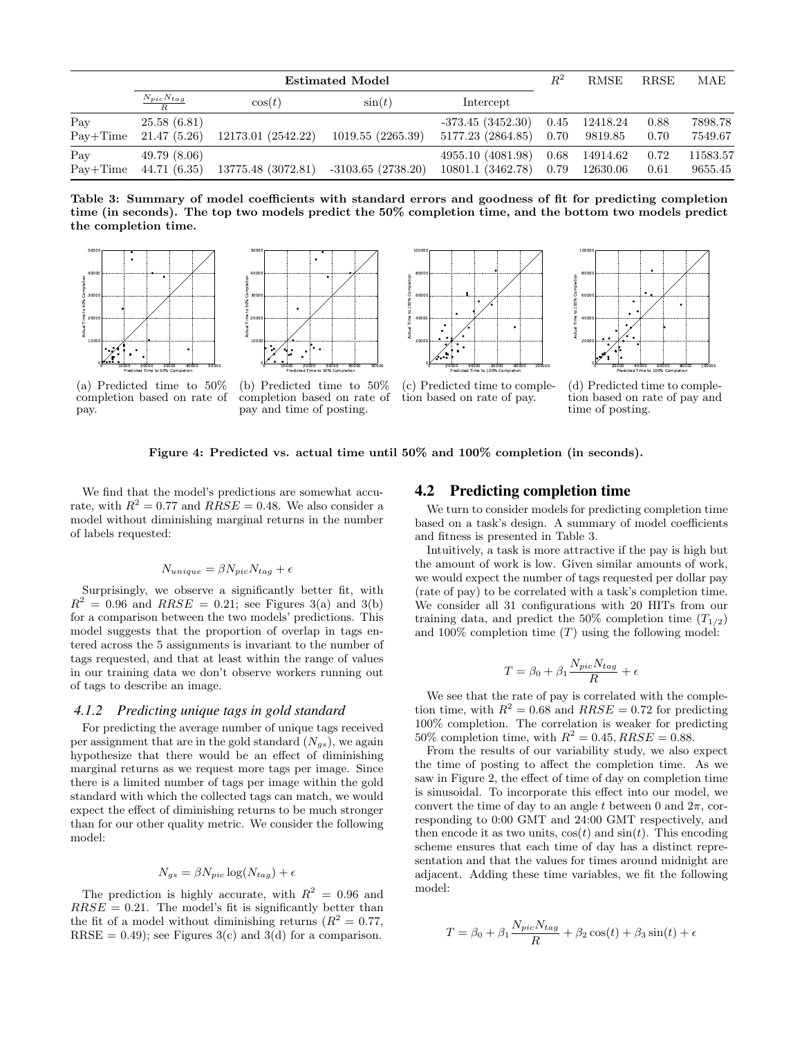| | Estimated Model | | | | $R^2$ | RMSE | RRSE | MAE |
|---|---|---|---|---|---|---|---|---|
| | $\frac{N_{pic}N_{tag}}{R}$ | $\cos(t)$ | $\sin(t)$ | Intercept | | | | |
| Pay | 25.58 (6.81) | | | -373.45 (3452.30) | 0.45 | 12418.24 | 0.88 | 7898.78 |
| Pay+Time | 21.47 (5.26) | 12173.01 (2542.22) | 1019.55 (2265.39) | 5177.23 (2864.85) | 0.70 | 9819.85 | 0.70 | 7549.67 |
| Pay | 49.79 (8.06) | | | 4955.10 (4081.98) | 0.68 | 14914.62 | 0.72 | 11583.57 |
| Pay+Time | 44.71 (6.35) | 13775.48 (3072.81) | -3103.65 (2738.20) | 10801.1 (3462.78) | 0.79 | 12630.06 | 0.61 | 9655.45 |

**Table 3: Summary of model coefficients with standard errors and goodness of fit for predicting completion time (in seconds). The top two models predict the 50% completion time, and the bottom two models predict the completion time.**

(a) Predicted time to 50% completion based on rate of pay.

(b) Predicted time to 50% completion based on rate of pay and time of posting.

(c) Predicted time to completion based on rate of pay.

(d) Predicted time to completion based on rate of pay and time of posting.

**Figure 4: Predicted vs. actual time until 50% and 100% completion (in seconds).**

We find that the model's predictions are somewhat accurate, with $R^2 = 0.77$ and $RRSE = 0.48$. We also consider a model without diminishing marginal returns in the number of labels requested:

$$N_{unique} = \beta N_{pic} N_{tag} + \epsilon$$

Surprisingly, we observe a significantly better fit, with $R^2 = 0.96$ and $RRSE = 0.21$; see Figures 3(a) and 3(b) for a comparison between the two models' predictions. This model suggests that the proportion of overlap in tags entered across the 5 assignments is invariant to the number of tags requested, and that at least within the range of values in our training data we don't observe workers running out of tags to describe an image.

### 4.1.2 Predicting unique tags in gold standard

For predicting the average number of unique tags received per assignment that are in the gold standard ($N_{gs}$), we again hypothesize that there would be an effect of diminishing marginal returns as we request more tags per image. Since there is a limited number of tags per image within the gold standard with which the collected tags can match, we would expect the effect of diminishing returns to be much stronger than for our other quality metric. We consider the following model:

$$N_{gs} = \beta N_{pic} \log(N_{tag}) + \epsilon$$

The prediction is highly accurate, with $R^2 = 0.96$ and $RRSE = 0.21$. The model's fit is significantly better than the fit of a model without diminishing returns ($R^2 = 0.77$, RRSE $= 0.49$); see Figures 3(c) and 3(d) for a comparison.

## 4.2 Predicting completion time

We turn to consider models for predicting completion time based on a task's design. A summary of model coefficients and fitness is presented in Table 3.

Intuitively, a task is more attractive if the pay is high but the amount of work is low. Given similar amounts of work, we would expect the number of tags requested per dollar pay (rate of pay) to be correlated with a task's completion time. We consider all 31 configurations with 20 HITs from our training data, and predict the 50% completion time ($T_{1/2}$) and 100% completion time ($T$) using the following model:

$$T = \beta_0 + \beta_1 \frac{N_{pic} N_{tag}}{R} + \epsilon$$

We see that the rate of pay is correlated with the completion time, with $R^2 = 0.68$ and $RRSE = 0.72$ for predicting 100% completion. The correlation is weaker for predicting 50% completion time, with $R^2 = 0.45, RRSE = 0.88$.

From the results of our variability study, we also expect the time of posting to affect the completion time. As we saw in Figure 2, the effect of time of day on completion time is sinusoidal. To incorporate this effect into our model, we convert the time of day to an angle $t$ between 0 and $2\pi$, corresponding to 0:00 GMT and 24:00 GMT respectively, and then encode it as two units, $\cos(t)$ and $\sin(t)$. This encoding scheme ensures that each time of day has a distinct representation and that the values for times around midnight are adjacent. Adding these time variables, we fit the following model:

$$T = \beta_0 + \beta_1 \frac{N_{pic} N_{tag}}{R} + \beta_2 \cos(t) + \beta_3 \sin(t) + \epsilon$$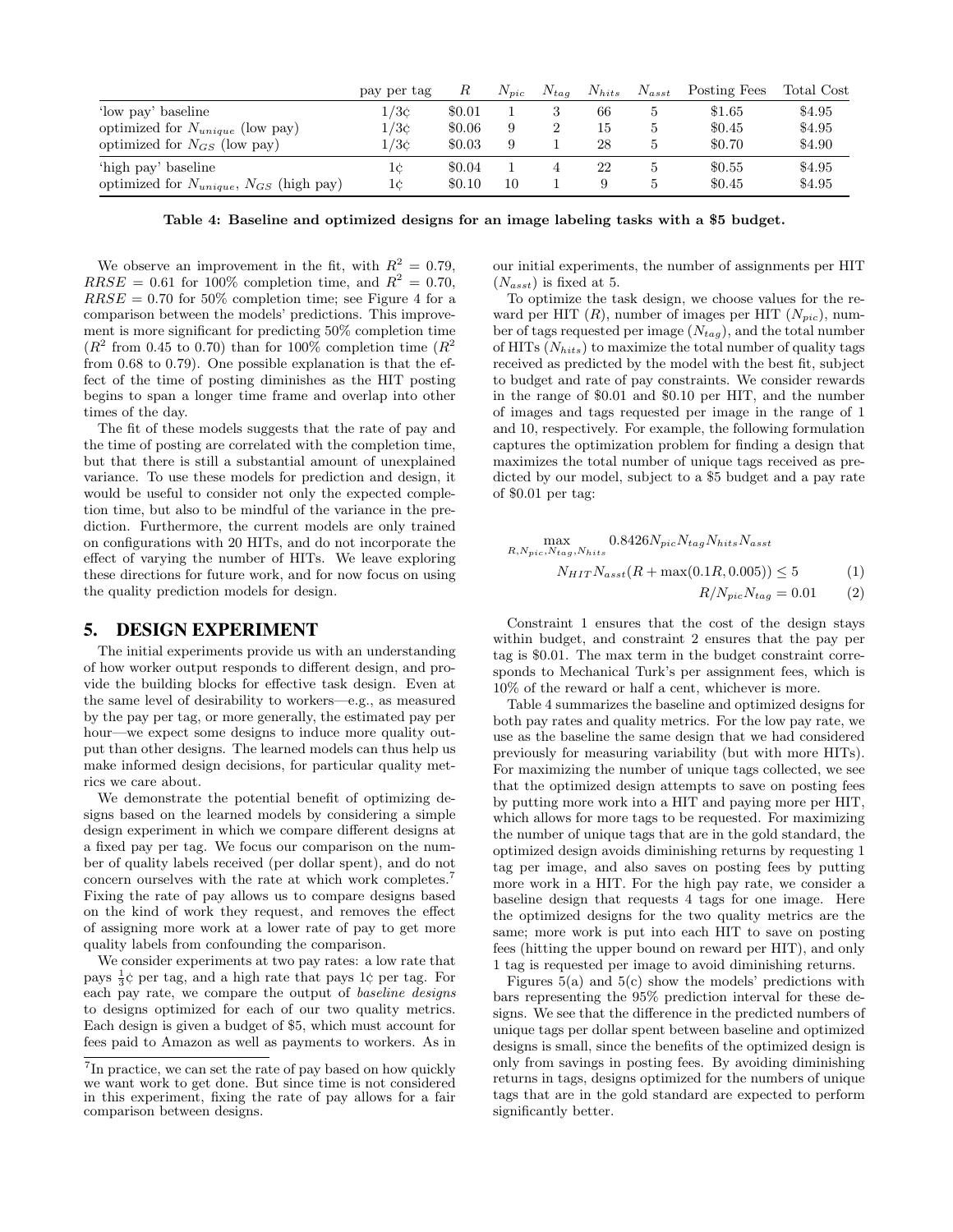| | pay per tag | $R$ | $N_{pic}$ | $N_{tag}$ | $N_{hits}$ | $N_{asst}$ | Posting Fees | Total Cost |
|---|---|---|---|---|---|---|---|---|
| 'low pay' baseline | 1/3¢ | \$0.01 | 1 | 3 | 66 | 5 | \$1.65 | \$4.95 |
| optimized for $N_{unique}$ (low pay) | 1/3¢ | \$0.06 | 9 | 2 | 15 | 5 | \$0.45 | \$4.95 |
| optimized for $N_{GS}$ (low pay) | 1/3¢ | \$0.03 | 9 | 1 | 28 | 5 | \$0.70 | \$4.90 |
| 'high pay' baseline | 1¢ | \$0.04 | 1 | 4 | 22 | 5 | \$0.55 | \$4.95 |
| optimized for $N_{unique}$, $N_{GS}$ (high pay) | 1¢ | \$0.10 | 10 | 1 | 9 | 5 | \$0.45 | \$4.95 |

**Table 4: Baseline and optimized designs for an image labeling tasks with a \$5 budget.**

We observe an improvement in the fit, with $R^2 = 0.79$, $RRSE = 0.61$ for 100% completion time, and $R^2 = 0.70$, $RRSE = 0.70$ for 50% completion time; see Figure 4 for a comparison between the models' predictions. This improvement is more significant for predicting 50% completion time ($R^2$ from 0.45 to 0.70) than for 100% completion time ($R^2$ from 0.68 to 0.79). One possible explanation is that the effect of the time of posting diminishes as the HIT posting begins to span a longer time frame and overlap into other times of the day.

The fit of these models suggests that the rate of pay and the time of posting are correlated with the completion time, but that there is still a substantial amount of unexplained variance. To use these models for prediction and design, it would be useful to consider not only the expected completion time, but also to be mindful of the variance in the prediction. Furthermore, the current models are only trained on configurations with 20 HITs, and do not incorporate the effect of varying the number of HITs. We leave exploring these directions for future work, and for now focus on using the quality prediction models for design.

## 5. DESIGN EXPERIMENT

The initial experiments provide us with an understanding of how worker output responds to different design, and provide the building blocks for effective task design. Even at the same level of desirability to workers—e.g., as measured by the pay per tag, or more generally, the estimated pay per hour—we expect some designs to induce more quality output than other designs. The learned models can thus help us make informed design decisions, for particular quality metrics we care about.

We demonstrate the potential benefit of optimizing designs based on the learned models by considering a simple design experiment in which we compare different designs at a fixed pay per tag. We focus our comparison on the number of quality labels received (per dollar spent), and do not concern ourselves with the rate at which work completes.[7] Fixing the rate of pay allows us to compare designs based on the kind of work they request, and removes the effect of assigning more work at a lower rate of pay to get more quality labels from confounding the comparison.

We consider experiments at two pay rates: a low rate that pays $\frac{1}{3}$¢ per tag, and a high rate that pays 1¢ per tag. For each pay rate, we compare the output of *baseline designs* to designs optimized for each of our two quality metrics. Each design is given a budget of \$5, which must account for fees paid to Amazon as well as payments to workers. As in our initial experiments, the number of assignments per HIT ($N_{asst}$) is fixed at 5.

To optimize the task design, we choose values for the reward per HIT ($R$), number of images per HIT ($N_{pic}$), number of tags requested per image ($N_{tag}$), and the total number of HITs ($N_{hits}$) to maximize the total number of quality tags received as predicted by the model with the best fit, subject to budget and rate of pay constraints. We consider rewards in the range of \$0.01 and \$0.10 per HIT, and the number of images and tags requested per image in the range of 1 and 10, respectively. For example, the following formulation captures the optimization problem for finding a design that maximizes the total number of unique tags received as predicted by our model, subject to a \$5 budget and a pay rate of \$0.01 per tag:

$$\max_{R, N_{pic}, N_{tag}, N_{hits}} 0.8426 N_{pic} N_{tag} N_{hits} N_{asst}$$

$$N_{HIT} N_{asst}(R + \max(0.1R, 0.005)) \leq 5 \qquad (1)$$

$$R/N_{pic}N_{tag} = 0.01 \qquad (2)$$

Constraint 1 ensures that the cost of the design stays within budget, and constraint 2 ensures that the pay per tag is \$0.01. The max term in the budget constraint corresponds to Mechanical Turk's per assignment fees, which is 10% of the reward or half a cent, whichever is more.

Table 4 summarizes the baseline and optimized designs for both pay rates and quality metrics. For the low pay rate, we use as the baseline the same design that we had considered previously for measuring variability (but with more HITs). For maximizing the number of unique tags collected, we see that the optimized design attempts to save on posting fees by putting more work into a HIT and paying more per HIT, which allows for more tags to be requested. For maximizing the number of unique tags that are in the gold standard, the optimized design avoids diminishing returns by requesting 1 tag per image, and also saves on posting fees by putting more work in a HIT. For the high pay rate, we consider a baseline design that requests 4 tags for one image. Here the optimized designs for the two quality metrics are the same; more work is put into each HIT to save on posting fees (hitting the upper bound on reward per HIT), and only 1 tag is requested per image to avoid diminishing returns.

Figures 5(a) and 5(c) show the models' predictions with bars representing the 95% prediction interval for these designs. We see that the difference in the predicted numbers of unique tags per dollar spent between baseline and optimized designs is small, since the benefits of the optimized design is only from savings in posting fees. By avoiding diminishing returns in tags, designs optimized for the numbers of unique tags that are in the gold standard are expected to perform significantly better.

[7] In practice, we can set the rate of pay based on how quickly we want work to get done. But since time is not considered in this experiment, fixing the rate of pay allows for a fair comparison between designs.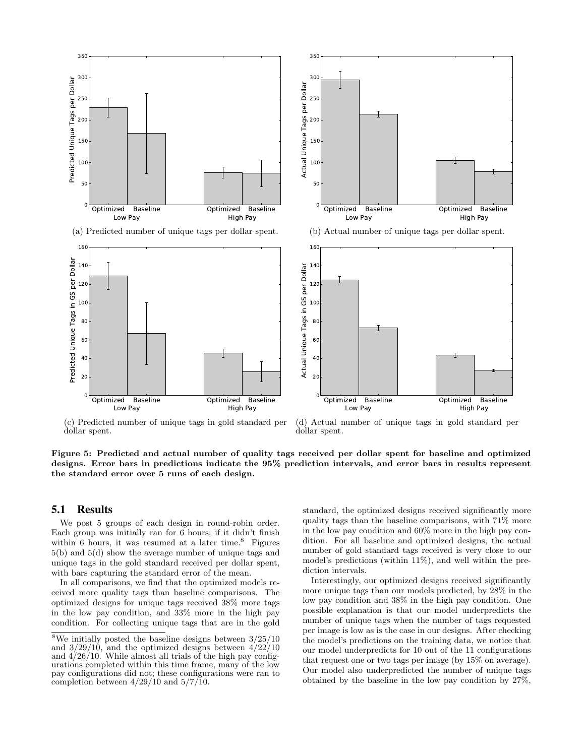(a) Predicted number of unique tags per dollar spent.

(b) Actual number of unique tags per dollar spent.

(c) Predicted number of unique tags in gold standard per dollar spent.

(d) Actual number of unique tags in gold standard per dollar spent.

**Figure 5: Predicted and actual number of quality tags received per dollar spent for baseline and optimized designs. Error bars in predictions indicate the 95% prediction intervals, and error bars in results represent the standard error over 5 runs of each design.**

## 5.1 Results

We post 5 groups of each design in round-robin order. Each group was initially ran for 6 hours; if it didn't finish within 6 hours, it was resumed at a later time.[8] Figures 5(b) and 5(d) show the average number of unique tags and unique tags in the gold standard received per dollar spent, with bars capturing the standard error of the mean.

In all comparisons, we find that the optimized models received more quality tags than baseline comparisons. The optimized designs for unique tags received 38% more tags in the low pay condition, and 33% more in the high pay condition. For collecting unique tags that are in the gold standard, the optimized designs received significantly more quality tags than the baseline comparisons, with 71% more in the low pay condition and 60% more in the high pay condition. For all baseline and optimized designs, the actual number of gold standard tags received is very close to our model's predictions (within 11%), and well within the prediction intervals.

Interestingly, our optimized designs received significantly more unique tags than our models predicted, by 28% in the low pay condition and 38% in the high pay condition. One possible explanation is that our model underpredicts the number of unique tags when the number of tags requested per image is low as is the case in our designs. After checking the model's predictions on the training data, we notice that our model underpredicts for 10 out of the 11 configurations that request one or two tags per image (by 15% on average). Our model also underpredicted the number of unique tags obtained by the baseline in the low pay condition by 27%,

[8] We initially posted the baseline designs between 3/25/10 and 3/29/10, and the optimized designs between 4/22/10 and 4/26/10. While almost all trials of the high pay configurations completed within this time frame, many of the low pay configurations did not; these configurations were ran to completion between 4/29/10 and 5/7/10.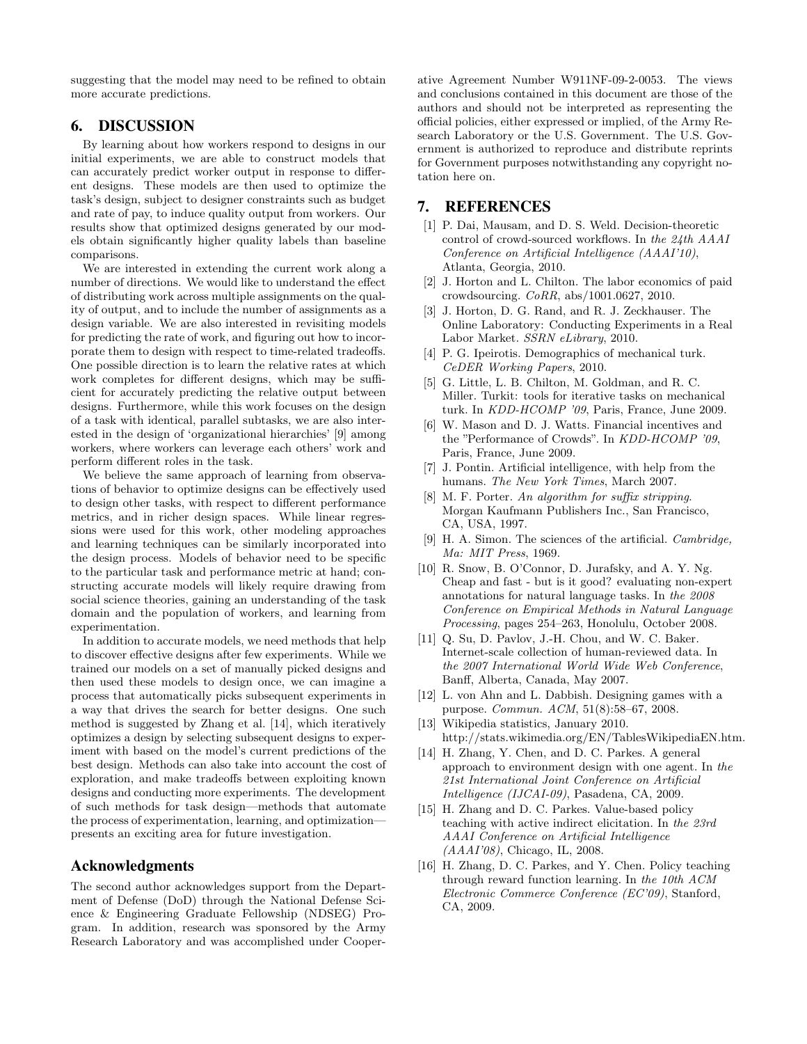suggesting that the model may need to be refined to obtain more accurate predictions.

## 6. DISCUSSION

By learning about how workers respond to designs in our initial experiments, we are able to construct models that can accurately predict worker output in response to different designs. These models are then used to optimize the task's design, subject to designer constraints such as budget and rate of pay, to induce quality output from workers. Our results show that optimized designs generated by our models obtain significantly higher quality labels than baseline comparisons.

We are interested in extending the current work along a number of directions. We would like to understand the effect of distributing work across multiple assignments on the quality of output, and to include the number of assignments as a design variable. We are also interested in revisiting models for predicting the rate of work, and figuring out how to incorporate them to design with respect to time-related tradeoffs. One possible direction is to learn the relative rates at which work completes for different designs, which may be sufficient for accurately predicting the relative output between designs. Furthermore, while this work focuses on the design of a task with identical, parallel subtasks, we are also interested in the design of 'organizational hierarchies' [9] among workers, where workers can leverage each others' work and perform different roles in the task.

We believe the same approach of learning from observations of behavior to optimize designs can be effectively used to design other tasks, with respect to different performance metrics, and in richer design spaces. While linear regressions were used for this work, other modeling approaches and learning techniques can be similarly incorporated into the design process. Models of behavior need to be specific to the particular task and performance metric at hand; constructing accurate models will likely require drawing from social science theories, gaining an understanding of the task domain and the population of workers, and learning from experimentation.

In addition to accurate models, we need methods that help to discover effective designs after few experiments. While we trained our models on a set of manually picked designs and then used these models to design once, we can imagine a process that automatically picks subsequent experiments in a way that drives the search for better designs. One such method is suggested by Zhang et al. [14], which iteratively optimizes a design by selecting subsequent designs to experiment with based on the model's current predictions of the best design. Methods can also take into account the cost of exploration, and make tradeoffs between exploiting known designs and conducting more experiments. The development of such methods for task design—methods that automate the process of experimentation, learning, and optimization—presents an exciting area for future investigation.

### Acknowledgments

The second author acknowledges support from the Department of Defense (DoD) through the National Defense Science & Engineering Graduate Fellowship (NDSEG) Program. In addition, research was sponsored by the Army Research Laboratory and was accomplished under Cooperative Agreement Number W911NF-09-2-0053. The views and conclusions contained in this document are those of the authors and should not be interpreted as representing the official policies, either expressed or implied, of the Army Research Laboratory or the U.S. Government. The U.S. Government is authorized to reproduce and distribute reprints for Government purposes notwithstanding any copyright notation here on.

## 7. REFERENCES

[1] P. Dai, Mausam, and D. S. Weld. Decision-theoretic control of crowd-sourced workflows. In *the 24th AAAI Conference on Artificial Intelligence (AAAI'10)*, Atlanta, Georgia, 2010.

[2] J. Horton and L. Chilton. The labor economics of paid crowdsourcing. *CoRR*, abs/1001.0627, 2010.

[3] J. Horton, D. G. Rand, and R. J. Zeckhauser. The Online Laboratory: Conducting Experiments in a Real Labor Market. *SSRN eLibrary*, 2010.

[4] P. G. Ipeirotis. Demographics of mechanical turk. *CeDER Working Papers*, 2010.

[5] G. Little, L. B. Chilton, M. Goldman, and R. C. Miller. Turkit: tools for iterative tasks on mechanical turk. In *KDD-HCOMP '09*, Paris, France, June 2009.

[6] W. Mason and D. J. Watts. Financial incentives and the "Performance of Crowds". In *KDD-HCOMP '09*, Paris, France, June 2009.

[7] J. Pontin. Artificial intelligence, with help from the humans. *The New York Times*, March 2007.

[8] M. F. Porter. *An algorithm for suffix stripping*. Morgan Kaufmann Publishers Inc., San Francisco, CA, USA, 1997.

[9] H. A. Simon. The sciences of the artificial. *Cambridge, Ma: MIT Press*, 1969.

[10] R. Snow, B. O'Connor, D. Jurafsky, and A. Y. Ng. Cheap and fast - but is it good? evaluating non-expert annotations for natural language tasks. In *the 2008 Conference on Empirical Methods in Natural Language Processing*, pages 254–263, Honolulu, October 2008.

[11] Q. Su, D. Pavlov, J.-H. Chou, and W. C. Baker. Internet-scale collection of human-reviewed data. In *the 2007 International World Wide Web Conference*, Banff, Alberta, Canada, May 2007.

[12] L. von Ahn and L. Dabbish. Designing games with a purpose. *Commun. ACM*, 51(8):58–67, 2008.

[13] Wikipedia statistics, January 2010. http://stats.wikimedia.org/EN/TablesWikipediaEN.htm.

[14] H. Zhang, Y. Chen, and D. C. Parkes. A general approach to environment design with one agent. In *the 21st International Joint Conference on Artificial Intelligence (IJCAI-09)*, Pasadena, CA, 2009.

[15] H. Zhang and D. C. Parkes. Value-based policy teaching with active indirect elicitation. In *the 23rd AAAI Conference on Artificial Intelligence (AAAI'08)*, Chicago, IL, 2008.

[16] H. Zhang, D. C. Parkes, and Y. Chen. Policy teaching through reward function learning. In *the 10th ACM Electronic Commerce Conference (EC'09)*, Stanford, CA, 2009.